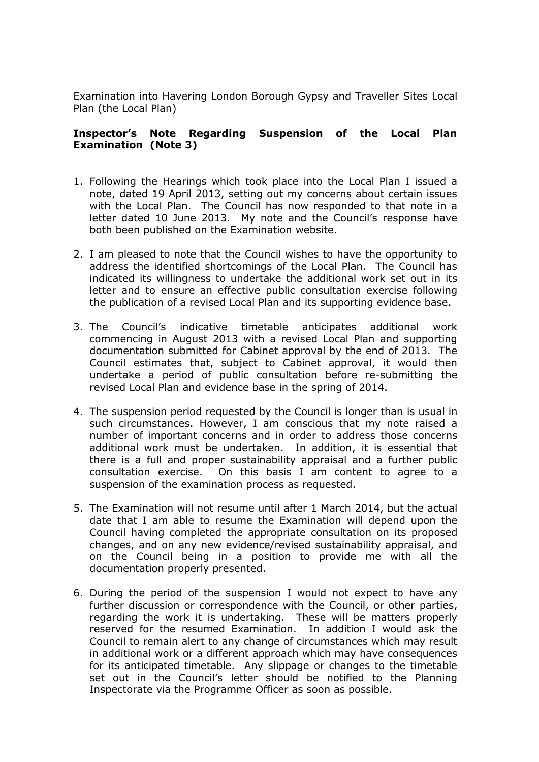Examination into Havering London Borough Gypsy and Traveller Sites Local Plan (the Local Plan)

**Inspector's Note Regarding Suspension of the Local Plan Examination (Note 3)**

1. Following the Hearings which took place into the Local Plan I issued a note, dated 19 April 2013, setting out my concerns about certain issues with the Local Plan. The Council has now responded to that note in a letter dated 10 June 2013. My note and the Council's response have both been published on the Examination website.

2. I am pleased to note that the Council wishes to have the opportunity to address the identified shortcomings of the Local Plan. The Council has indicated its willingness to undertake the additional work set out in its letter and to ensure an effective public consultation exercise following the publication of a revised Local Plan and its supporting evidence base.

3. The Council's indicative timetable anticipates additional work commencing in August 2013 with a revised Local Plan and supporting documentation submitted for Cabinet approval by the end of 2013. The Council estimates that, subject to Cabinet approval, it would then undertake a period of public consultation before re-submitting the revised Local Plan and evidence base in the spring of 2014.

4. The suspension period requested by the Council is longer than is usual in such circumstances. However, I am conscious that my note raised a number of important concerns and in order to address those concerns additional work must be undertaken. In addition, it is essential that there is a full and proper sustainability appraisal and a further public consultation exercise. On this basis I am content to agree to a suspension of the examination process as requested.

5. The Examination will not resume until after 1 March 2014, but the actual date that I am able to resume the Examination will depend upon the Council having completed the appropriate consultation on its proposed changes, and on any new evidence/revised sustainability appraisal, and on the Council being in a position to provide me with all the documentation properly presented.

6. During the period of the suspension I would not expect to have any further discussion or correspondence with the Council, or other parties, regarding the work it is undertaking. These will be matters properly reserved for the resumed Examination. In addition I would ask the Council to remain alert to any change of circumstances which may result in additional work or a different approach which may have consequences for its anticipated timetable. Any slippage or changes to the timetable set out in the Council's letter should be notified to the Planning Inspectorate via the Programme Officer as soon as possible.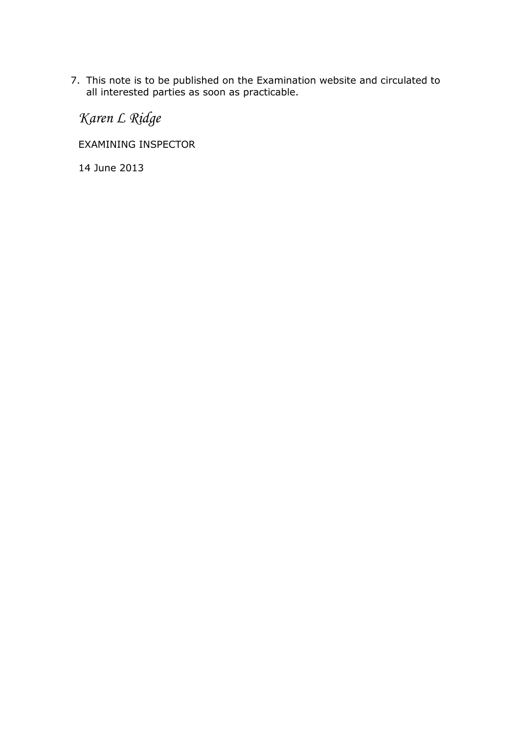7. This note is to be published on the Examination website and circulated to all interested parties as soon as practicable.

*Karen L Ridge*

EXAMINING INSPECTOR

14 June 2013